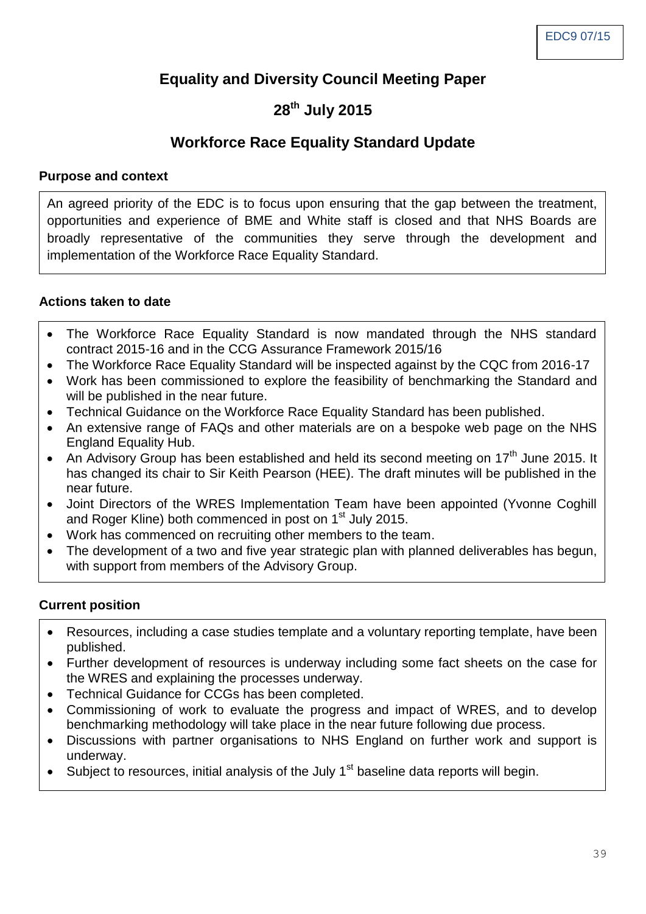EDC9 07/15

# Equality and Diversity Council Meeting Paper

## 28th July 2015

## Workforce Race Equality Standard Update

**Purpose and context**

An agreed priority of the EDC is to focus upon ensuring that the gap between the treatment, opportunities and experience of BME and White staff is closed and that NHS Boards are broadly representative of the communities they serve through the development and implementation of the Workforce Race Equality Standard.

**Actions taken to date**

- The Workforce Race Equality Standard is now mandated through the NHS standard contract 2015-16 and in the CCG Assurance Framework 2015/16
- The Workforce Race Equality Standard will be inspected against by the CQC from 2016-17
- Work has been commissioned to explore the feasibility of benchmarking the Standard and will be published in the near future.
- Technical Guidance on the Workforce Race Equality Standard has been published.
- An extensive range of FAQs and other materials are on a bespoke web page on the NHS England Equality Hub.
- An Advisory Group has been established and held its second meeting on 17th June 2015. It has changed its chair to Sir Keith Pearson (HEE). The draft minutes will be published in the near future.
- Joint Directors of the WRES Implementation Team have been appointed (Yvonne Coghill and Roger Kline) both commenced in post on 1st July 2015.
- Work has commenced on recruiting other members to the team.
- The development of a two and five year strategic plan with planned deliverables has begun, with support from members of the Advisory Group.

**Current position**

- Resources, including a case studies template and a voluntary reporting template, have been published.
- Further development of resources is underway including some fact sheets on the case for the WRES and explaining the processes underway.
- Technical Guidance for CCGs has been completed.
- Commissioning of work to evaluate the progress and impact of WRES, and to develop benchmarking methodology will take place in the near future following due process.
- Discussions with partner organisations to NHS England on further work and support is underway.
- Subject to resources, initial analysis of the July 1st baseline data reports will begin.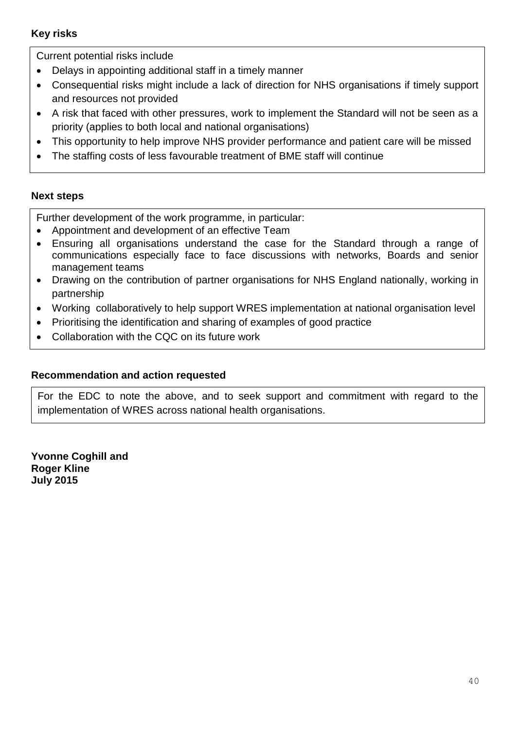**Key risks**

Current potential risks include

- Delays in appointing additional staff in a timely manner
- Consequential risks might include a lack of direction for NHS organisations if timely support and resources not provided
- A risk that faced with other pressures, work to implement the Standard will not be seen as a priority (applies to both local and national organisations)
- This opportunity to help improve NHS provider performance and patient care will be missed
- The staffing costs of less favourable treatment of BME staff will continue

**Next steps**

Further development of the work programme, in particular:

- Appointment and development of an effective Team
- Ensuring all organisations understand the case for the Standard through a range of communications especially face to face discussions with networks, Boards and senior management teams
- Drawing on the contribution of partner organisations for NHS England nationally, working in partnership
- Working collaboratively to help support WRES implementation at national organisation level
- Prioritising the identification and sharing of examples of good practice
- Collaboration with the CQC on its future work

**Recommendation and action requested**

For the EDC to note the above, and to seek support and commitment with regard to the implementation of WRES across national health organisations.

**Yvonne Coghill and**
**Roger Kline**
**July 2015**